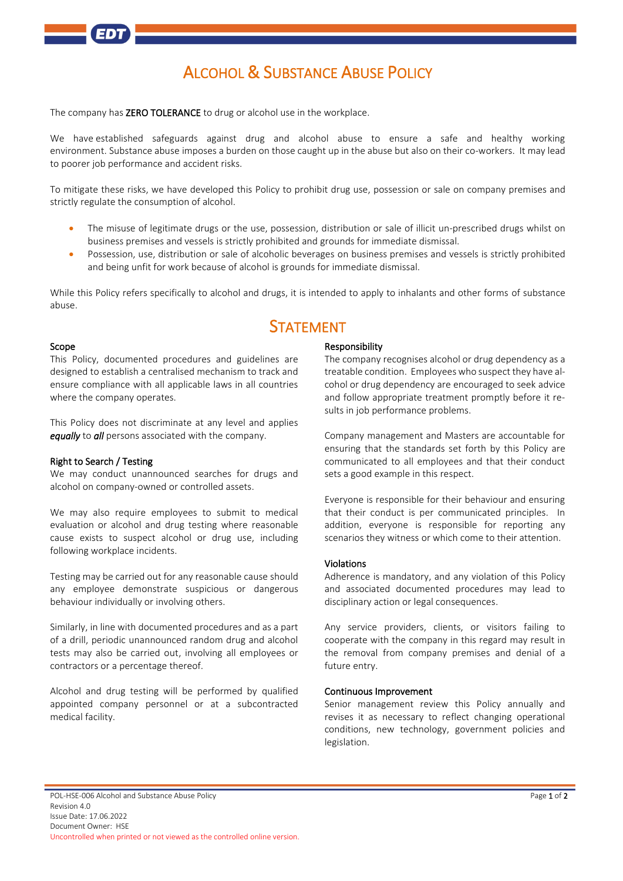# Alcohol & Substance Abuse Policy

The company has **ZERO TOLERANCE** to drug or alcohol use in the workplace.

We have established safeguards against drug and alcohol abuse to ensure a safe and healthy working environment. Substance abuse imposes a burden on those caught up in the abuse but also on their co-workers. It may lead to poorer job performance and accident risks.

To mitigate these risks, we have developed this Policy to prohibit drug use, possession or sale on company premises and strictly regulate the consumption of alcohol.

- The misuse of legitimate drugs or the use, possession, distribution or sale of illicit un-prescribed drugs whilst on business premises and vessels is strictly prohibited and grounds for immediate dismissal.
- Possession, use, distribution or sale of alcoholic beverages on business premises and vessels is strictly prohibited and being unfit for work because of alcohol is grounds for immediate dismissal.

While this Policy refers specifically to alcohol and drugs, it is intended to apply to inhalants and other forms of substance abuse.

## Statement

### Scope

This Policy, documented procedures and guidelines are designed to establish a centralised mechanism to track and ensure compliance with all applicable laws in all countries where the company operates.

This Policy does not discriminate at any level and applies ***equally*** to ***all*** persons associated with the company.

### Right to Search / Testing

We may conduct unannounced searches for drugs and alcohol on company-owned or controlled assets.

We may also require employees to submit to medical evaluation or alcohol and drug testing where reasonable cause exists to suspect alcohol or drug use, including following workplace incidents.

Testing may be carried out for any reasonable cause should any employee demonstrate suspicious or dangerous behaviour individually or involving others.

Similarly, in line with documented procedures and as a part of a drill, periodic unannounced random drug and alcohol tests may also be carried out, involving all employees or contractors or a percentage thereof.

Alcohol and drug testing will be performed by qualified appointed company personnel or at a subcontracted medical facility.

### Responsibility

The company recognises alcohol or drug dependency as a treatable condition. Employees who suspect they have alcohol or drug dependency are encouraged to seek advice and follow appropriate treatment promptly before it results in job performance problems.

Company management and Masters are accountable for ensuring that the standards set forth by this Policy are communicated to all employees and that their conduct sets a good example in this respect.

Everyone is responsible for their behaviour and ensuring that their conduct is per communicated principles. In addition, everyone is responsible for reporting any scenarios they witness or which come to their attention.

### Violations

Adherence is mandatory, and any violation of this Policy and associated documented procedures may lead to disciplinary action or legal consequences.

Any service providers, clients, or visitors failing to cooperate with the company in this regard may result in the removal from company premises and denial of a future entry.

### Continuous Improvement

Senior management review this Policy annually and revises it as necessary to reflect changing operational conditions, new technology, government policies and legislation.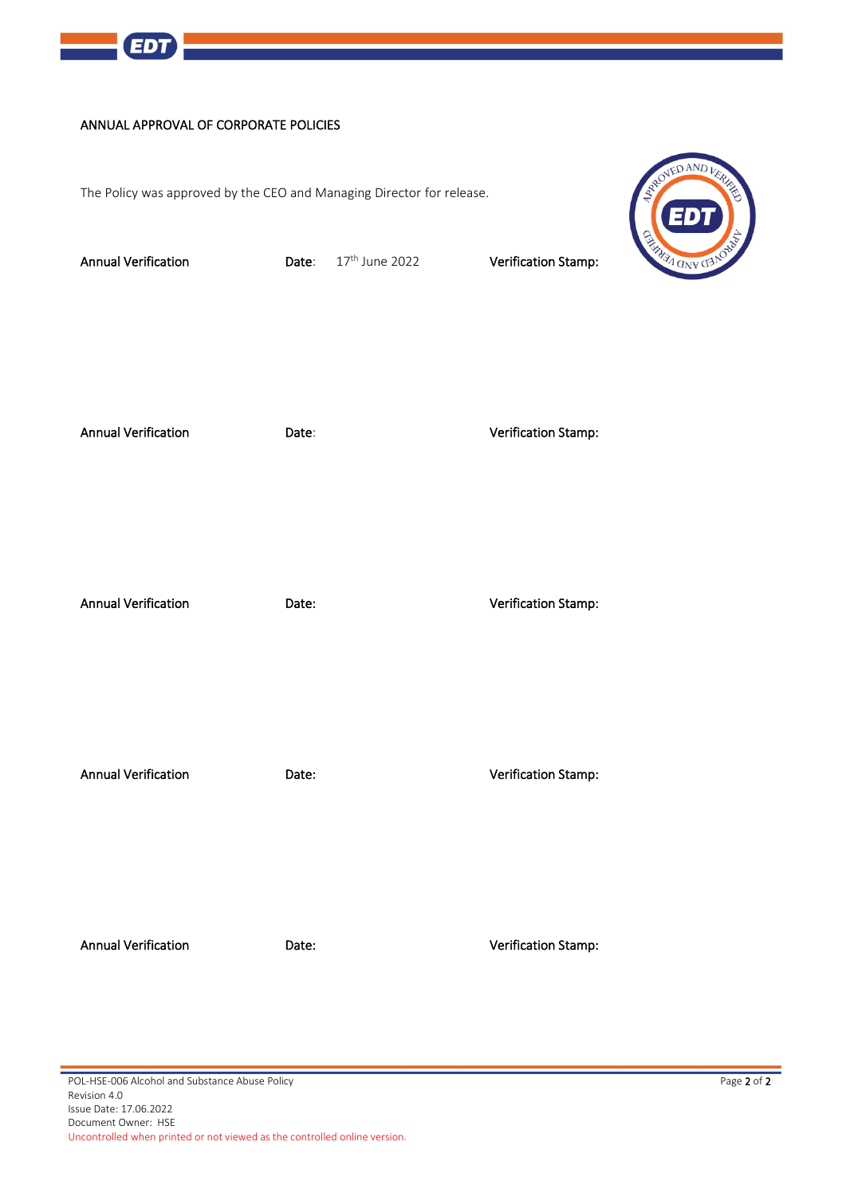## ANNUAL APPROVAL OF CORPORATE POLICIES

The Policy was approved by the CEO and Managing Director for release.

**Annual Verification** **Date**: 17th June 2022 **Verification Stamp:**

**Annual Verification** **Date**: **Verification Stamp:**

**Annual Verification** **Date:** **Verification Stamp:**

**Annual Verification** **Date:** **Verification Stamp:**

**Annual Verification** **Date:** **Verification Stamp:**

POL-HSE-006 Alcohol and Substance Abuse Policy
Revision 4.0
Issue Date: 17.06.2022
Document Owner: HSE
Uncontrolled when printed or not viewed as the controlled online version.